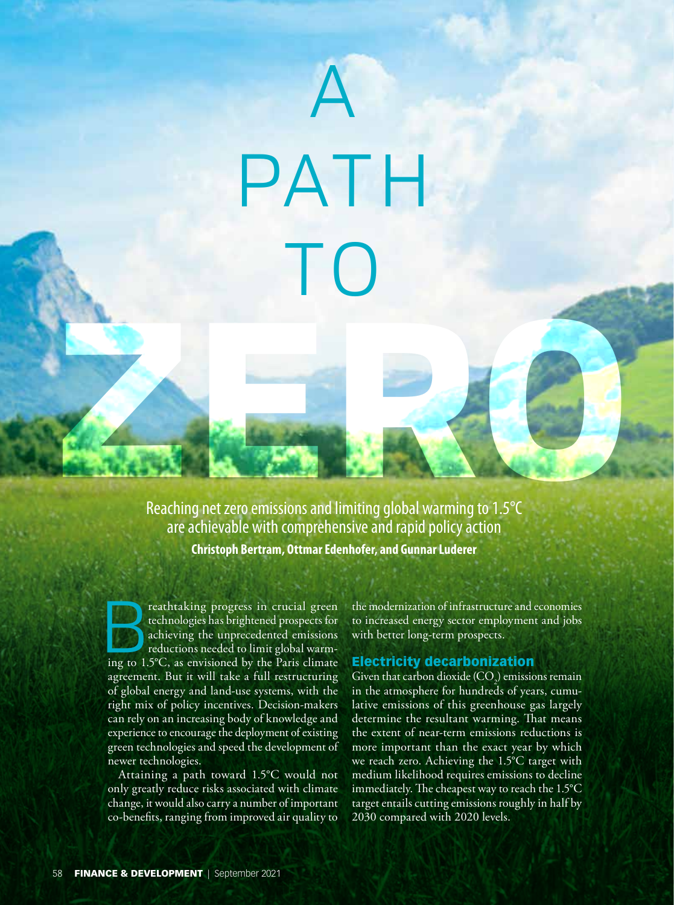# A PATH TO ZERO

Reaching net zero emissions and limiting global warming to 1.5°C are achievable with comprehensive and rapid policy action

**Christoph Bertram, Ottmar Edenhofer, and Gunnar Luderer**

Breathtaking progress in crucial green technologies has brightened prospects for achieving the unprecedented emissions reductions needed to limit global warming to 1.5°C, as envisioned by the Paris climate agreement. But it will take a full restructuring of global energy and land-use systems, with the right mix of policy incentives. Decision-makers can rely on an increasing body of knowledge and experience to encourage the deployment of existing green technologies and speed the development of newer technologies.

Attaining a path toward 1.5°C would not only greatly reduce risks associated with climate change, it would also carry a number of important co-benefits, ranging from improved air quality to the modernization of infrastructure and economies to increased energy sector employment and jobs with better long-term prospects.

## Electricity decarbonization

Given that carbon dioxide ($CO_2$) emissions remain in the atmosphere for hundreds of years, cumulative emissions of this greenhouse gas largely determine the resultant warming. That means the extent of near-term emissions reductions is more important than the exact year by which we reach zero. Achieving the 1.5°C target with medium likelihood requires emissions to decline immediately. The cheapest way to reach the 1.5°C target entails cutting emissions roughly in half by 2030 compared with 2020 levels.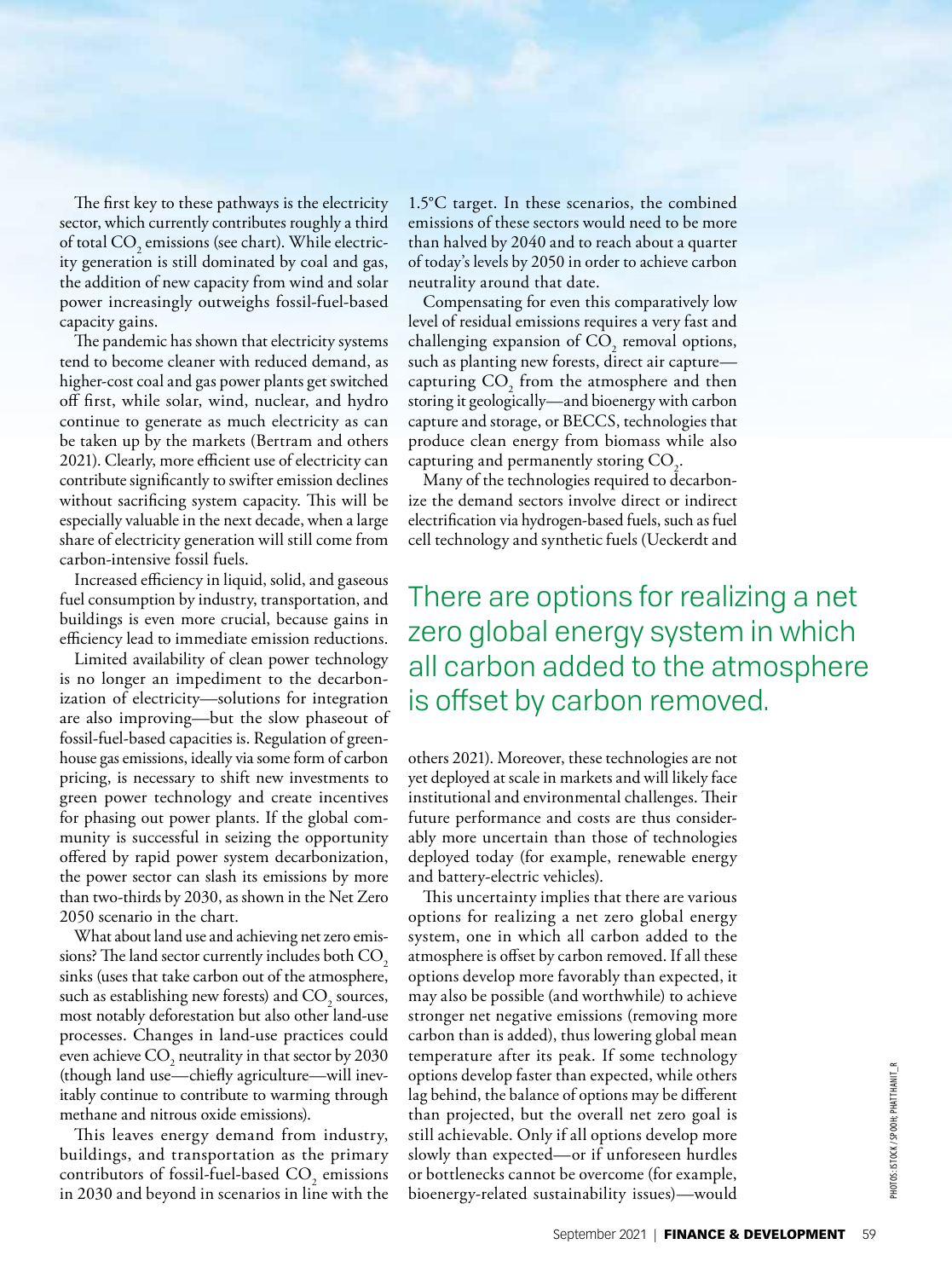The first key to these pathways is the electricity sector, which currently contributes roughly a third of total $CO_2$ emissions (see chart). While electricity generation is still dominated by coal and gas, the addition of new capacity from wind and solar power increasingly outweighs fossil-fuel-based capacity gains.

The pandemic has shown that electricity systems tend to become cleaner with reduced demand, as higher-cost coal and gas power plants get switched off first, while solar, wind, nuclear, and hydro continue to generate as much electricity as can be taken up by the markets (Bertram and others 2021). Clearly, more efficient use of electricity can contribute significantly to swifter emission declines without sacrificing system capacity. This will be especially valuable in the next decade, when a large share of electricity generation will still come from carbon-intensive fossil fuels.

Increased efficiency in liquid, solid, and gaseous fuel consumption by industry, transportation, and buildings is even more crucial, because gains in efficiency lead to immediate emission reductions.

Limited availability of clean power technology is no longer an impediment to the decarbonization of electricity—solutions for integration are also improving—but the slow phaseout of fossil-fuel-based capacities is. Regulation of greenhouse gas emissions, ideally via some form of carbon pricing, is necessary to shift new investments to green power technology and create incentives for phasing out power plants. If the global community is successful in seizing the opportunity offered by rapid power system decarbonization, the power sector can slash its emissions by more than two-thirds by 2030, as shown in the Net Zero 2050 scenario in the chart.

What about land use and achieving net zero emissions? The land sector currently includes both $CO_2$ sinks (uses that take carbon out of the atmosphere, such as establishing new forests) and $CO_2$ sources, most notably deforestation but also other land-use processes. Changes in land-use practices could even achieve $CO_2$ neutrality in that sector by 2030 (though land use—chiefly agriculture—will inevitably continue to contribute to warming through methane and nitrous oxide emissions).

This leaves energy demand from industry, buildings, and transportation as the primary contributors of fossil-fuel-based $CO_2$ emissions in 2030 and beyond in scenarios in line with the 1.5°C target. In these scenarios, the combined emissions of these sectors would need to be more than halved by 2040 and to reach about a quarter of today's levels by 2050 in order to achieve carbon neutrality around that date.

Compensating for even this comparatively low level of residual emissions requires a very fast and challenging expansion of $CO_2$ removal options, such as planting new forests, direct air capture—capturing $CO_2$ from the atmosphere and then storing it geologically—and bioenergy with carbon capture and storage, or BECCS, technologies that produce clean energy from biomass while also capturing and permanently storing $CO_2$.

Many of the technologies required to decarbonize the demand sectors involve direct or indirect electrification via hydrogen-based fuels, such as fuel cell technology and synthetic fuels (Ueckerdt and others 2021). Moreover, these technologies are not yet deployed at scale in markets and will likely face institutional and environmental challenges. Their future performance and costs are thus considerably more uncertain than those of technologies deployed today (for example, renewable energy and battery-electric vehicles).

> There are options for realizing a net zero global energy system in which all carbon added to the atmosphere is offset by carbon removed.

This uncertainty implies that there are various options for realizing a net zero global energy system, one in which all carbon added to the atmosphere is offset by carbon removed. If all these options develop more favorably than expected, it may also be possible (and worthwhile) to achieve stronger net negative emissions (removing more carbon than is added), thus lowering global mean temperature after its peak. If some technology options develop faster than expected, while others lag behind, the balance of options may be different than projected, but the overall net zero goal is still achievable. Only if all options develop more slowly than expected—or if unforeseen hurdles or bottlenecks cannot be overcome (for example, bioenergy-related sustainability issues)—would

PHOTOS: ISTOCK / SPOOH; PHATTHANIT_R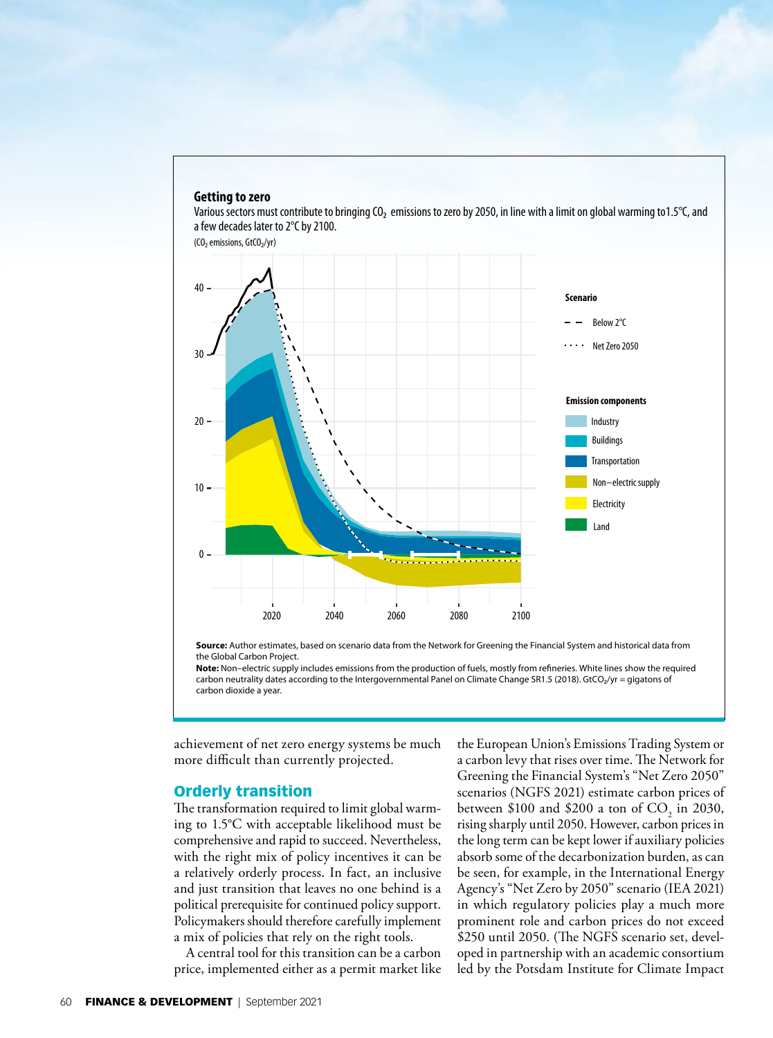**Getting to zero**

Various sectors must contribute to bringing $CO_2$ emissions to zero by 2050, in line with a limit on global warming to1.5°C, and a few decades later to 2°C by 2100.

($CO_2$ emissions, $GtCO_2$/yr)

Scenario: Below 2°C; Net Zero 2050

Emission components: Industry; Buildings; Transportation; Non–electric supply; Electricity; Land

**Source:** Author estimates, based on scenario data from the Network for Greening the Financial System and historical data from the Global Carbon Project.

**Note:** Non–electric supply includes emissions from the production of fuels, mostly from refineries. White lines show the required carbon neutrality dates according to the Intergovernmental Panel on Climate Change SR1.5 (2018). $GtCO_2$/yr = gigatons of carbon dioxide a year.

achievement of net zero energy systems be much more difficult than currently projected.

## Orderly transition

The transformation required to limit global warming to 1.5°C with acceptable likelihood must be comprehensive and rapid to succeed. Nevertheless, with the right mix of policy incentives it can be a relatively orderly process. In fact, an inclusive and just transition that leaves no one behind is a political prerequisite for continued policy support. Policymakers should therefore carefully implement a mix of policies that rely on the right tools.

A central tool for this transition can be a carbon price, implemented either as a permit market like the European Union's Emissions Trading System or a carbon levy that rises over time. The Network for Greening the Financial System's "Net Zero 2050" scenarios (NGFS 2021) estimate carbon prices of between \$100 and \$200 a ton of $CO_2$ in 2030, rising sharply until 2050. However, carbon prices in the long term can be kept lower if auxiliary policies absorb some of the decarbonization burden, as can be seen, for example, in the International Energy Agency's "Net Zero by 2050" scenario (IEA 2021) in which regulatory policies play a much more prominent role and carbon prices do not exceed \$250 until 2050. (The NGFS scenario set, developed in partnership with an academic consortium led by the Potsdam Institute for Climate Impact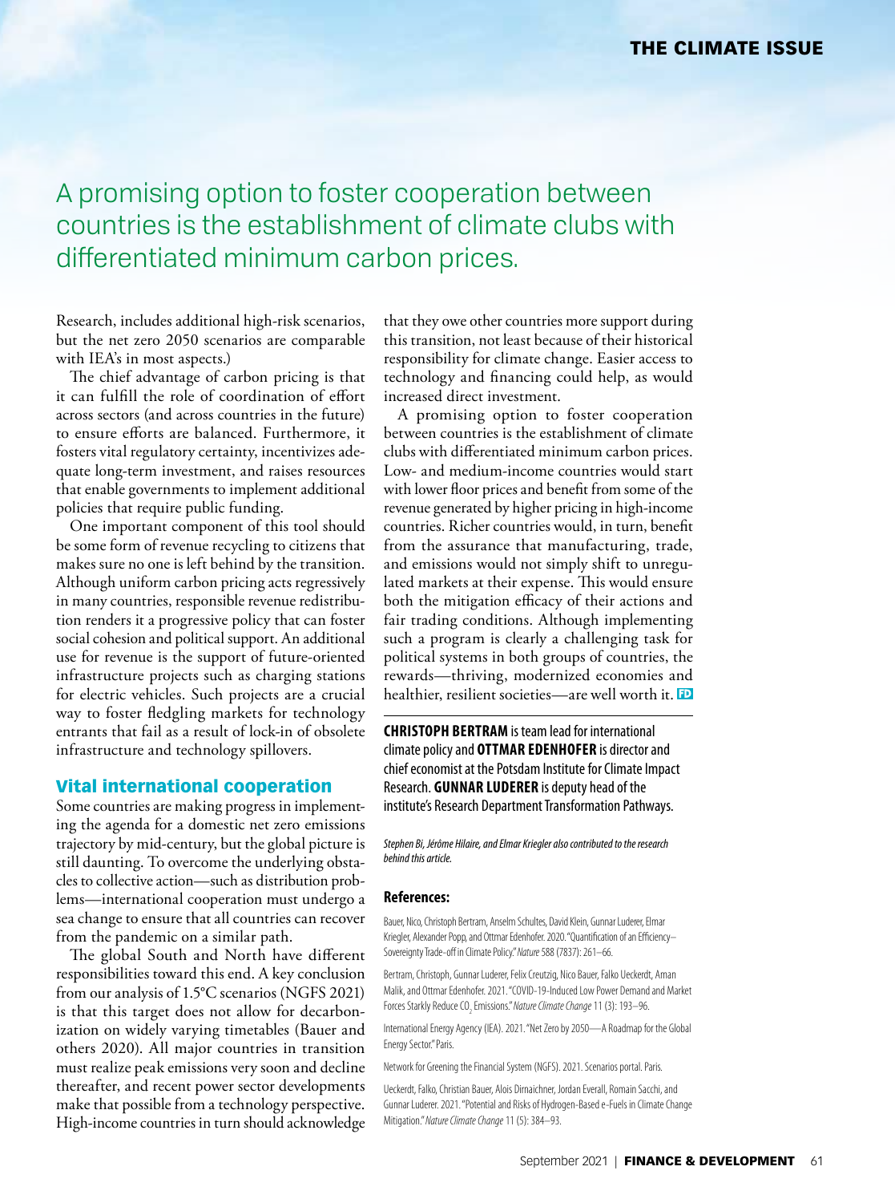A promising option to foster cooperation between countries is the establishment of climate clubs with differentiated minimum carbon prices.

Research, includes additional high-risk scenarios, but the net zero 2050 scenarios are comparable with IEA's in most aspects.)

The chief advantage of carbon pricing is that it can fulfill the role of coordination of effort across sectors (and across countries in the future) to ensure efforts are balanced. Furthermore, it fosters vital regulatory certainty, incentivizes adequate long-term investment, and raises resources that enable governments to implement additional policies that require public funding.

One important component of this tool should be some form of revenue recycling to citizens that makes sure no one is left behind by the transition. Although uniform carbon pricing acts regressively in many countries, responsible revenue redistribution renders it a progressive policy that can foster social cohesion and political support. An additional use for revenue is the support of future-oriented infrastructure projects such as charging stations for electric vehicles. Such projects are a crucial way to foster fledgling markets for technology entrants that fail as a result of lock-in of obsolete infrastructure and technology spillovers.

## Vital international cooperation

Some countries are making progress in implementing the agenda for a domestic net zero emissions trajectory by mid-century, but the global picture is still daunting. To overcome the underlying obstacles to collective action—such as distribution problems—international cooperation must undergo a sea change to ensure that all countries can recover from the pandemic on a similar path.

The global South and North have different responsibilities toward this end. A key conclusion from our analysis of 1.5°C scenarios (NGFS 2021) is that this target does not allow for decarbonization on widely varying timetables (Bauer and others 2020). All major countries in transition must realize peak emissions very soon and decline thereafter, and recent power sector developments make that possible from a technology perspective. High-income countries in turn should acknowledge that they owe other countries more support during this transition, not least because of their historical responsibility for climate change. Easier access to technology and financing could help, as would increased direct investment.

A promising option to foster cooperation between countries is the establishment of climate clubs with differentiated minimum carbon prices. Low- and medium-income countries would start with lower floor prices and benefit from some of the revenue generated by higher pricing in high-income countries. Richer countries would, in turn, benefit from the assurance that manufacturing, trade, and emissions would not simply shift to unregulated markets at their expense. This would ensure both the mitigation efficacy of their actions and fair trading conditions. Although implementing such a program is clearly a challenging task for political systems in both groups of countries, the rewards—thriving, modernized economies and healthier, resilient societies—are well worth it. FD

**CHRISTOPH BERTRAM** is team lead for international climate policy and **OTTMAR EDENHOFER** is director and chief economist at the Potsdam Institute for Climate Impact Research. **GUNNAR LUDERER** is deputy head of the institute's Research Department Transformation Pathways.

*Stephen Bi, Jérôme Hilaire, and Elmar Kriegler also contributed to the research behind this article.*

**References:**

Bauer, Nico, Christoph Bertram, Anselm Schultes, David Klein, Gunnar Luderer, Elmar Kriegler, Alexander Popp, and Ottmar Edenhofer. 2020. "Quantification of an Efficiency–Sovereignty Trade-off in Climate Policy." *Nature* 588 (7837): 261–66.

Bertram, Christoph, Gunnar Luderer, Felix Creutzig, Nico Bauer, Falko Ueckerdt, Aman Malik, and Ottmar Edenhofer. 2021. "COVID-19-Induced Low Power Demand and Market Forces Starkly Reduce $CO_2$ Emissions." *Nature Climate Change* 11 (3): 193–96.

International Energy Agency (IEA). 2021. "Net Zero by 2050—A Roadmap for the Global Energy Sector." Paris.

Network for Greening the Financial System (NGFS). 2021. Scenarios portal. Paris.

Ueckerdt, Falko, Christian Bauer, Alois Dirnaichner, Jordan Everall, Romain Sacchi, and Gunnar Luderer. 2021. "Potential and Risks of Hydrogen-Based e-Fuels in Climate Change Mitigation." *Nature Climate Change* 11 (5): 384–93.